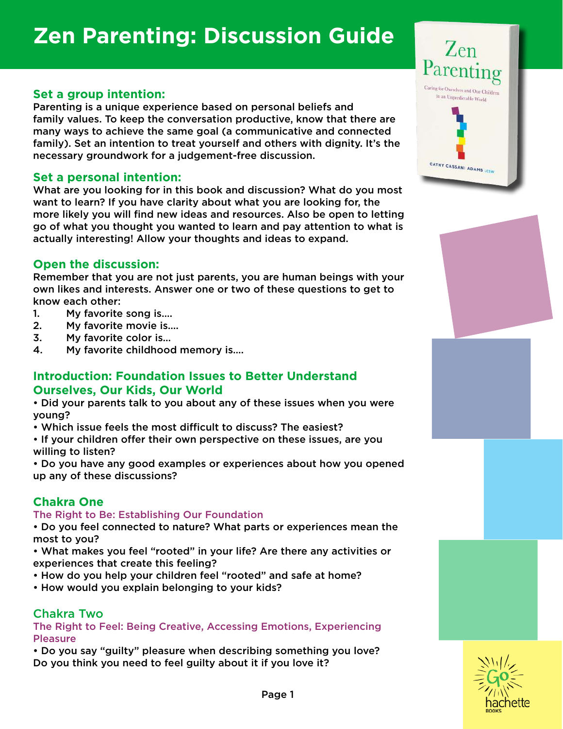# Zen Parenting: Discussion Guide

## Set a group intention:

Parenting is a unique experience based on personal beliefs and family values. To keep the conversation productive, know that there are many ways to achieve the same goal (a communicative and connected family). Set an intention to treat yourself and others with dignity. It's the necessary groundwork for a judgement-free discussion.

## Set a personal intention:

What are you looking for in this book and discussion? What do you most want to learn? If you have clarity about what you are looking for, the more likely you will find new ideas and resources. Also be open to letting go of what you thought you wanted to learn and pay attention to what is actually interesting! Allow your thoughts and ideas to expand.

## Open the discussion:

Remember that you are not just parents, you are human beings with your own likes and interests. Answer one or two of these questions to get to know each other:

1. My favorite song is....
2. My favorite movie is....
3. My favorite color is...
4. My favorite childhood memory is....

## Introduction: Foundation Issues to Better Understand Ourselves, Our Kids, Our World

- Did your parents talk to you about any of these issues when you were young?
- Which issue feels the most difficult to discuss? The easiest?
- If your children offer their own perspective on these issues, are you willing to listen?
- Do you have any good examples or experiences about how you opened up any of these discussions?

## Chakra One

### The Right to Be: Establishing Our Foundation

- Do you feel connected to nature? What parts or experiences mean the most to you?
- What makes you feel "rooted" in your life? Are there any activities or experiences that create this feeling?
- How do you help your children feel "rooted" and safe at home?
- How would you explain belonging to your kids?

## Chakra Two

### The Right to Feel: Being Creative, Accessing Emotions, Experiencing Pleasure

- Do you say "guilty" pleasure when describing something you love? Do you think you need to feel guilty about it if you love it?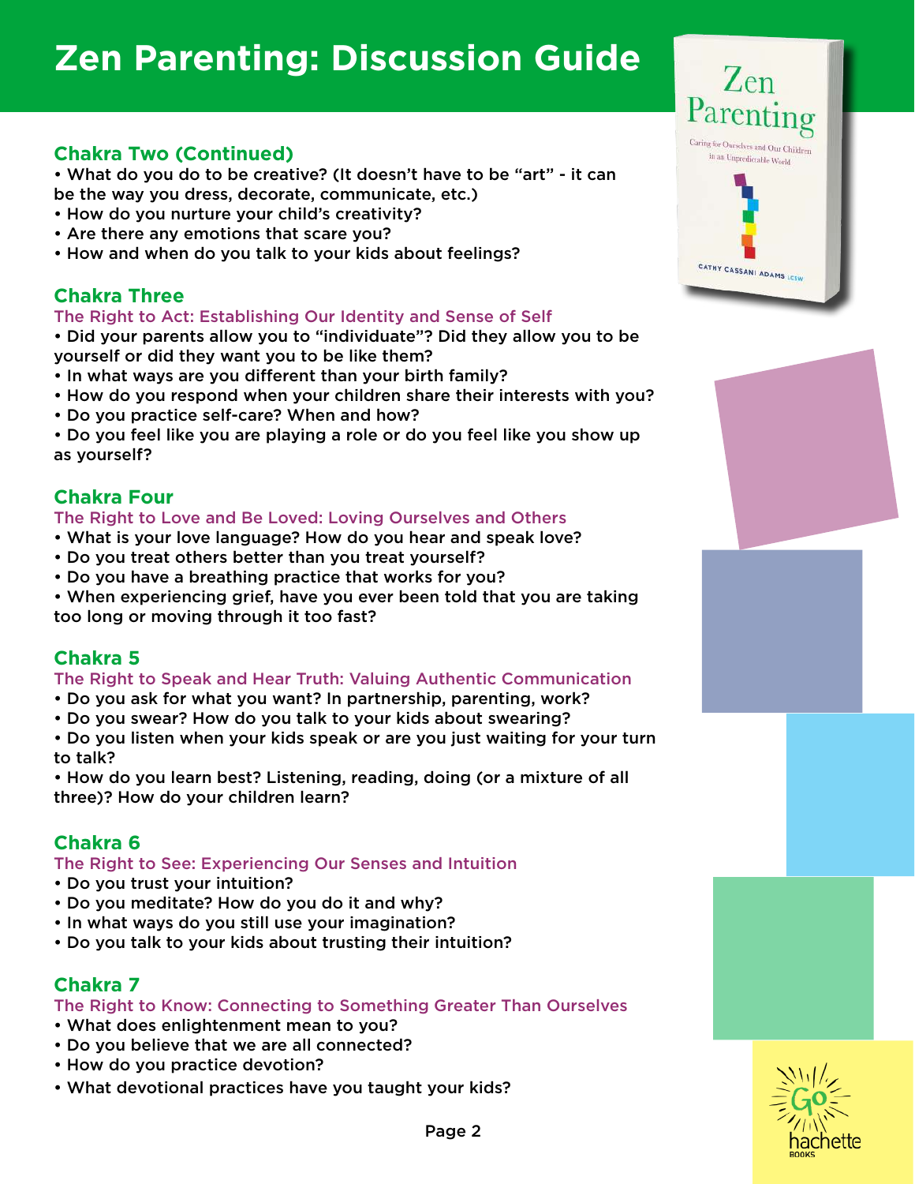# Zen Parenting: Discussion Guide

## Chakra Two (Continued)

- What do you do to be creative? (It doesn't have to be "art" - it can be the way you dress, decorate, communicate, etc.)
- How do you nurture your child's creativity?
- Are there any emotions that scare you?
- How and when do you talk to your kids about feelings?

## Chakra Three

### The Right to Act: Establishing Our Identity and Sense of Self

- Did your parents allow you to "individuate"? Did they allow you to be yourself or did they want you to be like them?
- In what ways are you different than your birth family?
- How do you respond when your children share their interests with you?
- Do you practice self-care? When and how?
- Do you feel like you are playing a role or do you feel like you show up as yourself?

## Chakra Four

### The Right to Love and Be Loved: Loving Ourselves and Others

- What is your love language? How do you hear and speak love?
- Do you treat others better than you treat yourself?
- Do you have a breathing practice that works for you?
- When experiencing grief, have you ever been told that you are taking too long or moving through it too fast?

## Chakra 5

### The Right to Speak and Hear Truth: Valuing Authentic Communication

- Do you ask for what you want? In partnership, parenting, work?
- Do you swear? How do you talk to your kids about swearing?
- Do you listen when your kids speak or are you just waiting for your turn to talk?
- How do you learn best? Listening, reading, doing (or a mixture of all three)? How do your children learn?

## Chakra 6

### The Right to See: Experiencing Our Senses and Intuition

- Do you trust your intuition?
- Do you meditate? How do you do it and why?
- In what ways do you still use your imagination?
- Do you talk to your kids about trusting their intuition?

## Chakra 7

### The Right to Know: Connecting to Something Greater Than Ourselves

- What does enlightenment mean to you?
- Do you believe that we are all connected?
- How do you practice devotion?
- What devotional practices have you taught your kids?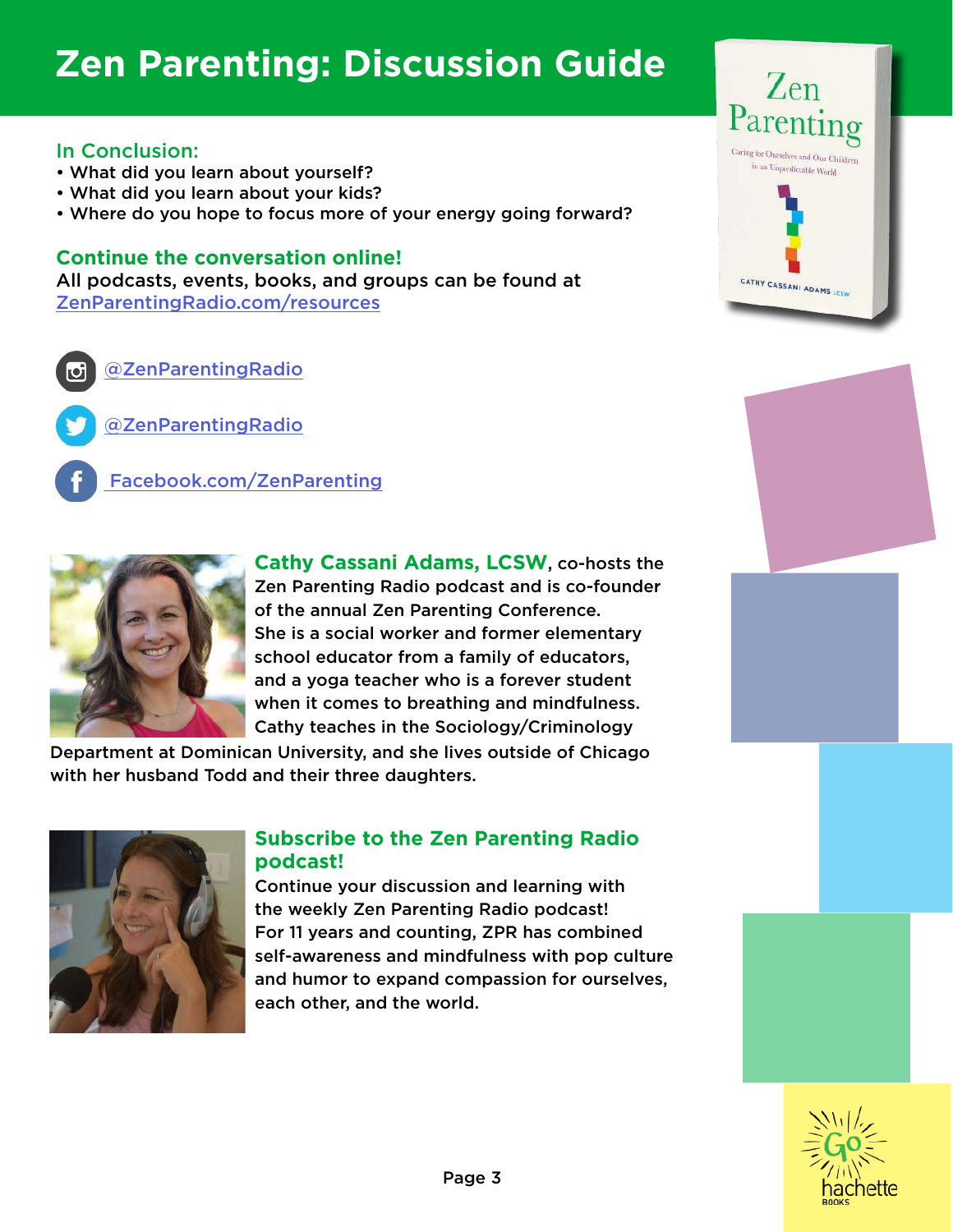# Zen Parenting: Discussion Guide

## In Conclusion:

- What did you learn about yourself?
- What did you learn about your kids?
- Where do you hope to focus more of your energy going forward?

## Continue the conversation online!

All podcasts, events, books, and groups can be found at ZenParentingRadio.com/resources

@ZenParentingRadio

@ZenParentingRadio

Facebook.com/ZenParenting

**Cathy Cassani Adams, LCSW**, co-hosts the Zen Parenting Radio podcast and is co-founder of the annual Zen Parenting Conference. She is a social worker and former elementary school educator from a family of educators, and a yoga teacher who is a forever student when it comes to breathing and mindfulness. Cathy teaches in the Sociology/Criminology Department at Dominican University, and she lives outside of Chicago with her husband Todd and their three daughters.

## Subscribe to the Zen Parenting Radio podcast!

Continue your discussion and learning with the weekly Zen Parenting Radio podcast! For 11 years and counting, ZPR has combined self-awareness and mindfulness with pop culture and humor to expand compassion for ourselves, each other, and the world.